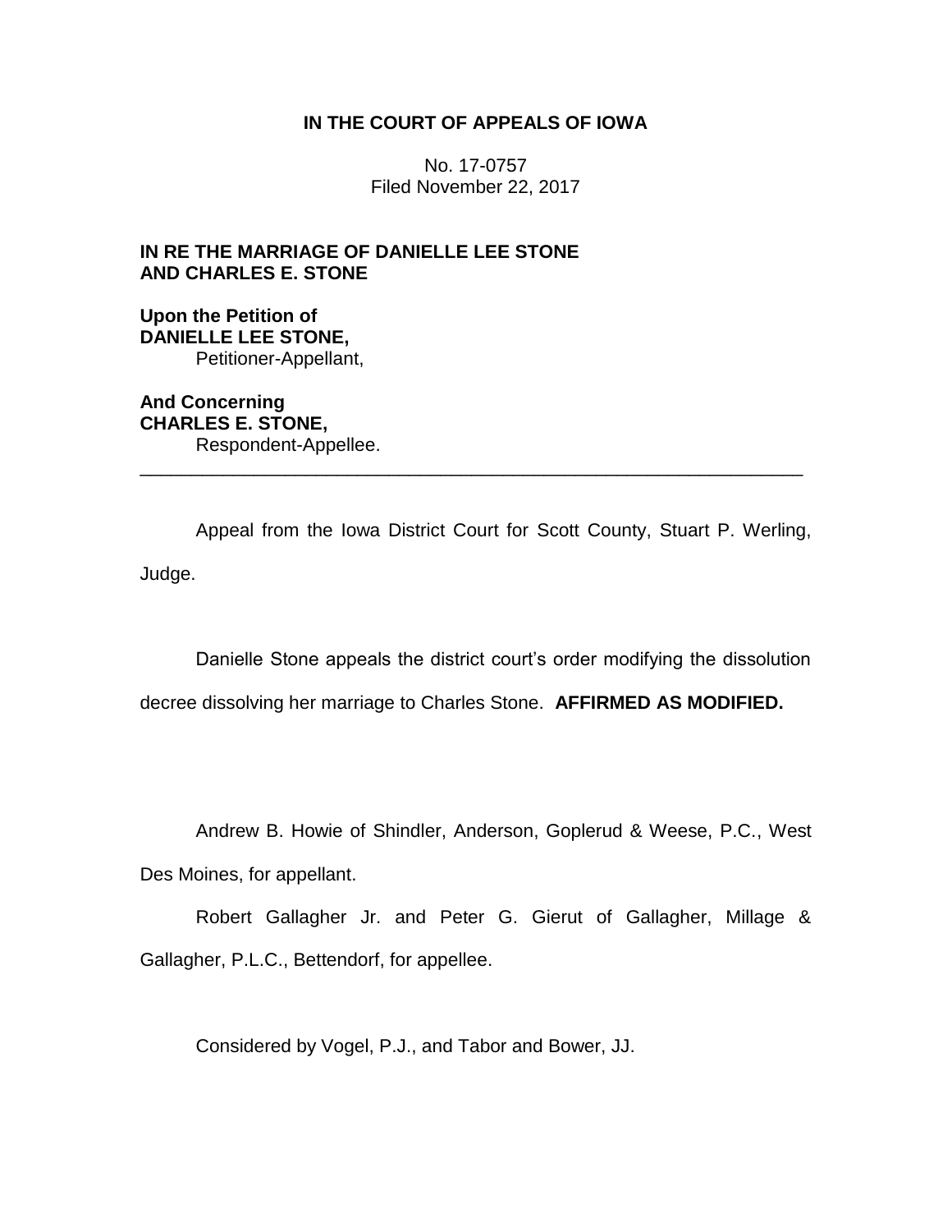**IN THE COURT OF APPEALS OF IOWA**

No. 17-0757
Filed November 22, 2017

**IN RE THE MARRIAGE OF DANIELLE LEE STONE AND CHARLES E. STONE**

**Upon the Petition of**
**DANIELLE LEE STONE,**
Petitioner-Appellant,

**And Concerning**
**CHARLES E. STONE,**
Respondent-Appellee.

---

Appeal from the Iowa District Court for Scott County, Stuart P. Werling, Judge.

Danielle Stone appeals the district court's order modifying the dissolution decree dissolving her marriage to Charles Stone. **AFFIRMED AS MODIFIED.**

Andrew B. Howie of Shindler, Anderson, Goplerud & Weese, P.C., West Des Moines, for appellant.

Robert Gallagher Jr. and Peter G. Gierut of Gallagher, Millage & Gallagher, P.L.C., Bettendorf, for appellee.

Considered by Vogel, P.J., and Tabor and Bower, JJ.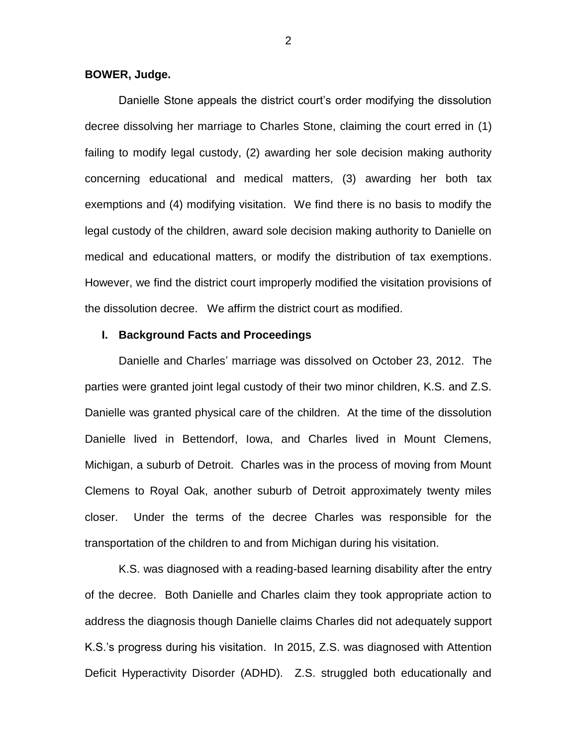**BOWER, Judge.**

Danielle Stone appeals the district court's order modifying the dissolution decree dissolving her marriage to Charles Stone, claiming the court erred in (1) failing to modify legal custody, (2) awarding her sole decision making authority concerning educational and medical matters, (3) awarding her both tax exemptions and (4) modifying visitation. We find there is no basis to modify the legal custody of the children, award sole decision making authority to Danielle on medical and educational matters, or modify the distribution of tax exemptions. However, we find the district court improperly modified the visitation provisions of the dissolution decree. We affirm the district court as modified.

## I. Background Facts and Proceedings

Danielle and Charles' marriage was dissolved on October 23, 2012. The parties were granted joint legal custody of their two minor children, K.S. and Z.S. Danielle was granted physical care of the children. At the time of the dissolution Danielle lived in Bettendorf, Iowa, and Charles lived in Mount Clemens, Michigan, a suburb of Detroit. Charles was in the process of moving from Mount Clemens to Royal Oak, another suburb of Detroit approximately twenty miles closer. Under the terms of the decree Charles was responsible for the transportation of the children to and from Michigan during his visitation.

K.S. was diagnosed with a reading-based learning disability after the entry of the decree. Both Danielle and Charles claim they took appropriate action to address the diagnosis though Danielle claims Charles did not adequately support K.S.'s progress during his visitation. In 2015, Z.S. was diagnosed with Attention Deficit Hyperactivity Disorder (ADHD). Z.S. struggled both educationally and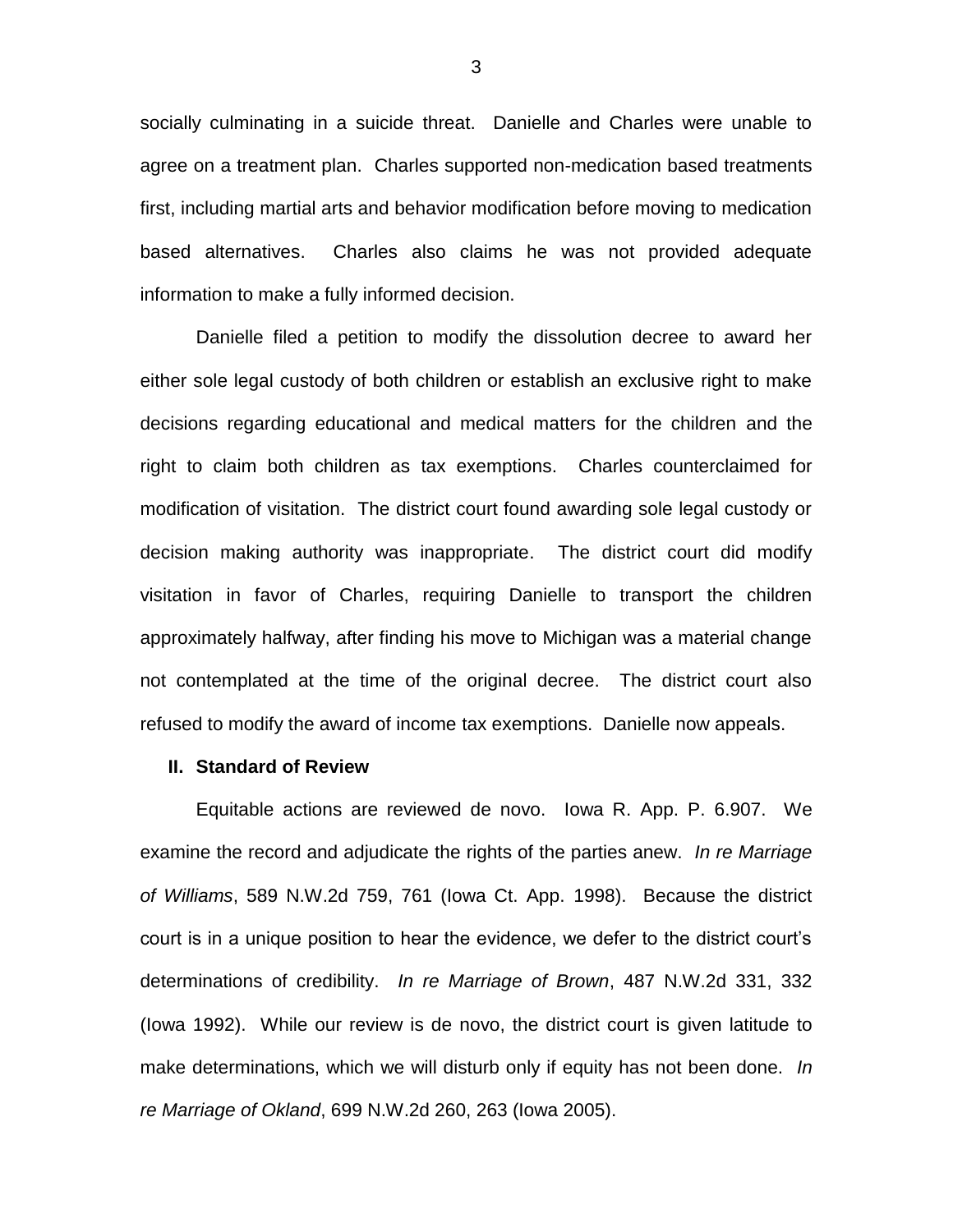socially culminating in a suicide threat. Danielle and Charles were unable to agree on a treatment plan. Charles supported non-medication based treatments first, including martial arts and behavior modification before moving to medication based alternatives. Charles also claims he was not provided adequate information to make a fully informed decision.

Danielle filed a petition to modify the dissolution decree to award her either sole legal custody of both children or establish an exclusive right to make decisions regarding educational and medical matters for the children and the right to claim both children as tax exemptions. Charles counterclaimed for modification of visitation. The district court found awarding sole legal custody or decision making authority was inappropriate. The district court did modify visitation in favor of Charles, requiring Danielle to transport the children approximately halfway, after finding his move to Michigan was a material change not contemplated at the time of the original decree. The district court also refused to modify the award of income tax exemptions. Danielle now appeals.

## II. Standard of Review

Equitable actions are reviewed de novo. Iowa R. App. P. 6.907. We examine the record and adjudicate the rights of the parties anew. *In re Marriage of Williams*, 589 N.W.2d 759, 761 (Iowa Ct. App. 1998). Because the district court is in a unique position to hear the evidence, we defer to the district court's determinations of credibility. *In re Marriage of Brown*, 487 N.W.2d 331, 332 (Iowa 1992). While our review is de novo, the district court is given latitude to make determinations, which we will disturb only if equity has not been done. *In re Marriage of Okland*, 699 N.W.2d 260, 263 (Iowa 2005).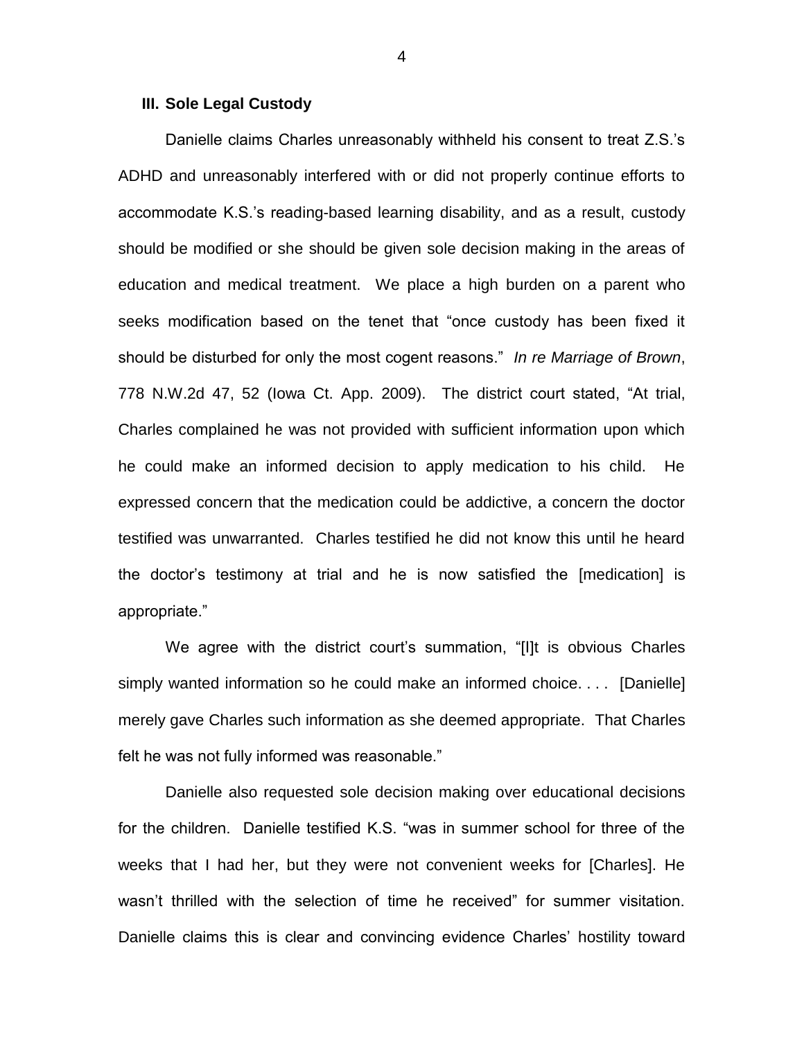### III. Sole Legal Custody

Danielle claims Charles unreasonably withheld his consent to treat Z.S.'s ADHD and unreasonably interfered with or did not properly continue efforts to accommodate K.S.'s reading-based learning disability, and as a result, custody should be modified or she should be given sole decision making in the areas of education and medical treatment. We place a high burden on a parent who seeks modification based on the tenet that "once custody has been fixed it should be disturbed for only the most cogent reasons." *In re Marriage of Brown*, 778 N.W.2d 47, 52 (Iowa Ct. App. 2009). The district court stated, "At trial, Charles complained he was not provided with sufficient information upon which he could make an informed decision to apply medication to his child. He expressed concern that the medication could be addictive, a concern the doctor testified was unwarranted. Charles testified he did not know this until he heard the doctor's testimony at trial and he is now satisfied the [medication] is appropriate."

We agree with the district court's summation, "[I]t is obvious Charles simply wanted information so he could make an informed choice. . . . [Danielle] merely gave Charles such information as she deemed appropriate. That Charles felt he was not fully informed was reasonable."

Danielle also requested sole decision making over educational decisions for the children. Danielle testified K.S. "was in summer school for three of the weeks that I had her, but they were not convenient weeks for [Charles]. He wasn't thrilled with the selection of time he received" for summer visitation. Danielle claims this is clear and convincing evidence Charles' hostility toward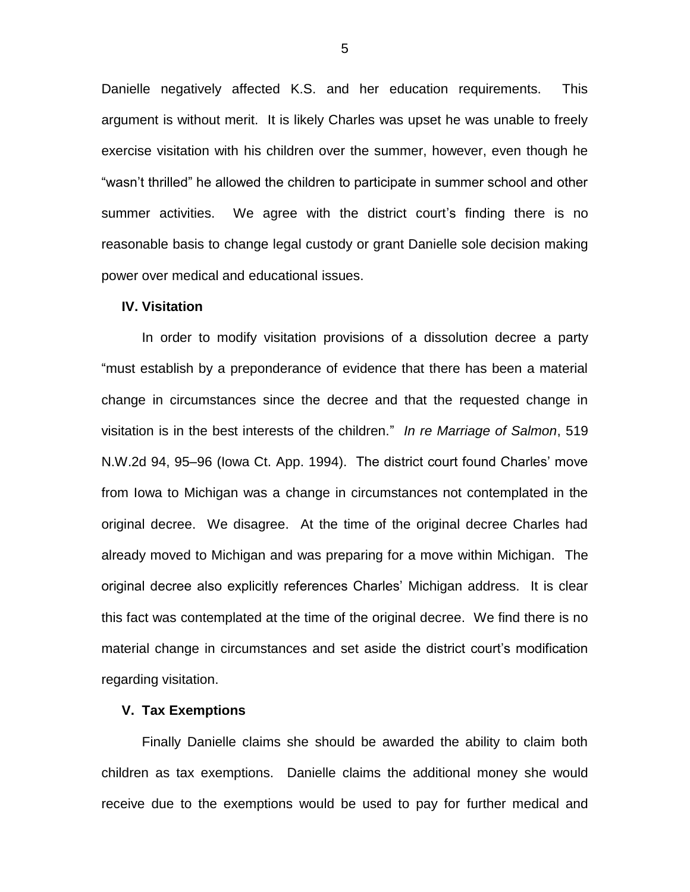Danielle negatively affected K.S. and her education requirements. This argument is without merit. It is likely Charles was upset he was unable to freely exercise visitation with his children over the summer, however, even though he "wasn't thrilled" he allowed the children to participate in summer school and other summer activities. We agree with the district court's finding there is no reasonable basis to change legal custody or grant Danielle sole decision making power over medical and educational issues.

**IV. Visitation**

In order to modify visitation provisions of a dissolution decree a party "must establish by a preponderance of evidence that there has been a material change in circumstances since the decree and that the requested change in visitation is in the best interests of the children." *In re Marriage of Salmon*, 519 N.W.2d 94, 95–96 (Iowa Ct. App. 1994). The district court found Charles' move from Iowa to Michigan was a change in circumstances not contemplated in the original decree. We disagree. At the time of the original decree Charles had already moved to Michigan and was preparing for a move within Michigan. The original decree also explicitly references Charles' Michigan address. It is clear this fact was contemplated at the time of the original decree. We find there is no material change in circumstances and set aside the district court's modification regarding visitation.

**V. Tax Exemptions**

Finally Danielle claims she should be awarded the ability to claim both children as tax exemptions. Danielle claims the additional money she would receive due to the exemptions would be used to pay for further medical and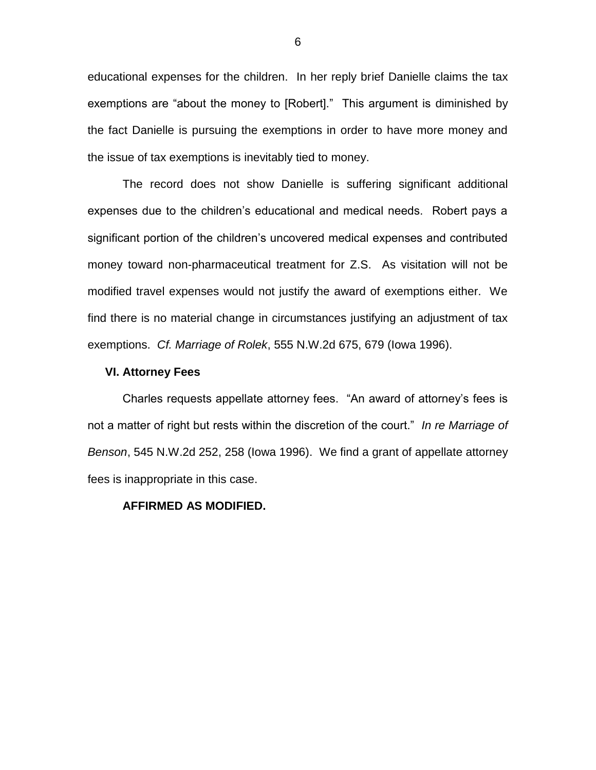educational expenses for the children. In her reply brief Danielle claims the tax exemptions are "about the money to [Robert]." This argument is diminished by the fact Danielle is pursuing the exemptions in order to have more money and the issue of tax exemptions is inevitably tied to money.

The record does not show Danielle is suffering significant additional expenses due to the children's educational and medical needs. Robert pays a significant portion of the children's uncovered medical expenses and contributed money toward non-pharmaceutical treatment for Z.S. As visitation will not be modified travel expenses would not justify the award of exemptions either. We find there is no material change in circumstances justifying an adjustment of tax exemptions. *Cf. Marriage of Rolek*, 555 N.W.2d 675, 679 (Iowa 1996).

### VI. Attorney Fees

Charles requests appellate attorney fees. "An award of attorney's fees is not a matter of right but rests within the discretion of the court." *In re Marriage of Benson*, 545 N.W.2d 252, 258 (Iowa 1996). We find a grant of appellate attorney fees is inappropriate in this case.

**AFFIRMED AS MODIFIED.**